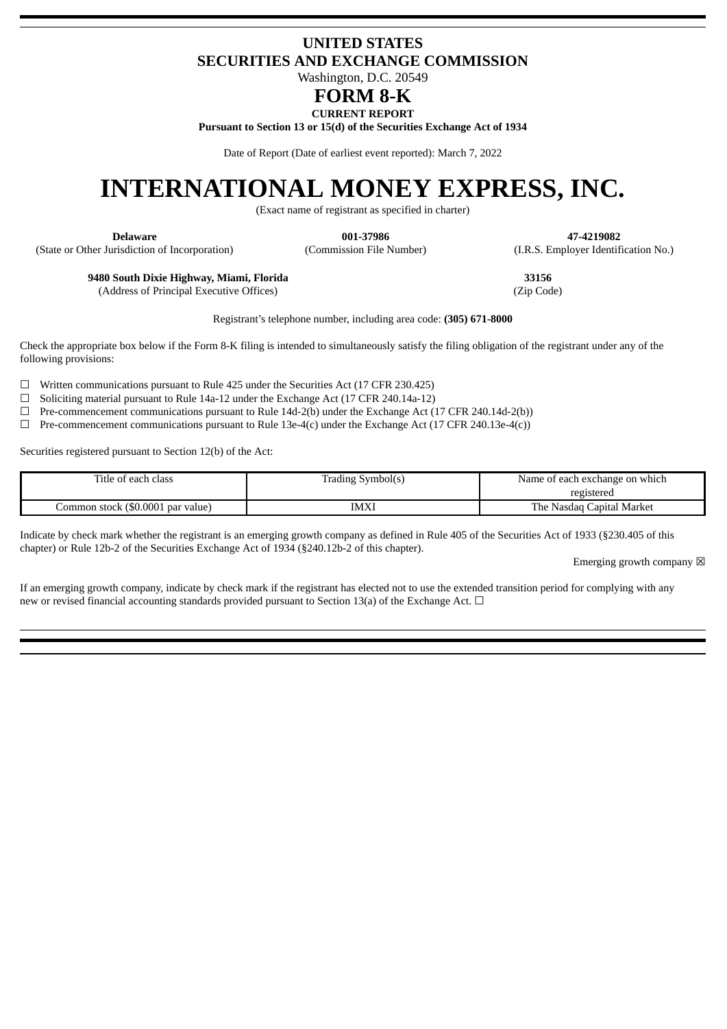# UNITED STATES
# SECURITIES AND EXCHANGE COMMISSION

Washington, D.C. 20549

# FORM 8-K

**CURRENT REPORT**

**Pursuant to Section 13 or 15(d) of the Securities Exchange Act of 1934**

Date of Report (Date of earliest event reported): March 7, 2022

# INTERNATIONAL MONEY EXPRESS, INC.

(Exact name of registrant as specified in charter)

| **Delaware** | **001-37986** | **47-4219082** |
|---|---|---|
| (State or Other Jurisdiction of Incorporation) | (Commission File Number) | (I.R.S. Employer Identification No.) |

| **9480 South Dixie Highway, Miami, Florida** | **33156** |
|---|---|
| (Address of Principal Executive Offices) | (Zip Code) |

Registrant's telephone number, including area code: **(305) 671-8000**

Check the appropriate box below if the Form 8-K filing is intended to simultaneously satisfy the filing obligation of the registrant under any of the following provisions:

☐ Written communications pursuant to Rule 425 under the Securities Act (17 CFR 230.425)

☐ Soliciting material pursuant to Rule 14a-12 under the Exchange Act (17 CFR 240.14a-12)

☐ Pre-commencement communications pursuant to Rule 14d-2(b) under the Exchange Act (17 CFR 240.14d-2(b))

☐ Pre-commencement communications pursuant to Rule 13e-4(c) under the Exchange Act (17 CFR 240.13e-4(c))

Securities registered pursuant to Section 12(b) of the Act:

| Title of each class | Trading Symbol(s) | Name of each exchange on which registered |
|---|---|---|
| Common stock ($0.0001 par value) | IMXI | The Nasdaq Capital Market |

Indicate by check mark whether the registrant is an emerging growth company as defined in Rule 405 of the Securities Act of 1933 (§230.405 of this chapter) or Rule 12b-2 of the Securities Exchange Act of 1934 (§240.12b-2 of this chapter).

Emerging growth company ☒

If an emerging growth company, indicate by check mark if the registrant has elected not to use the extended transition period for complying with any new or revised financial accounting standards provided pursuant to Section 13(a) of the Exchange Act. ☐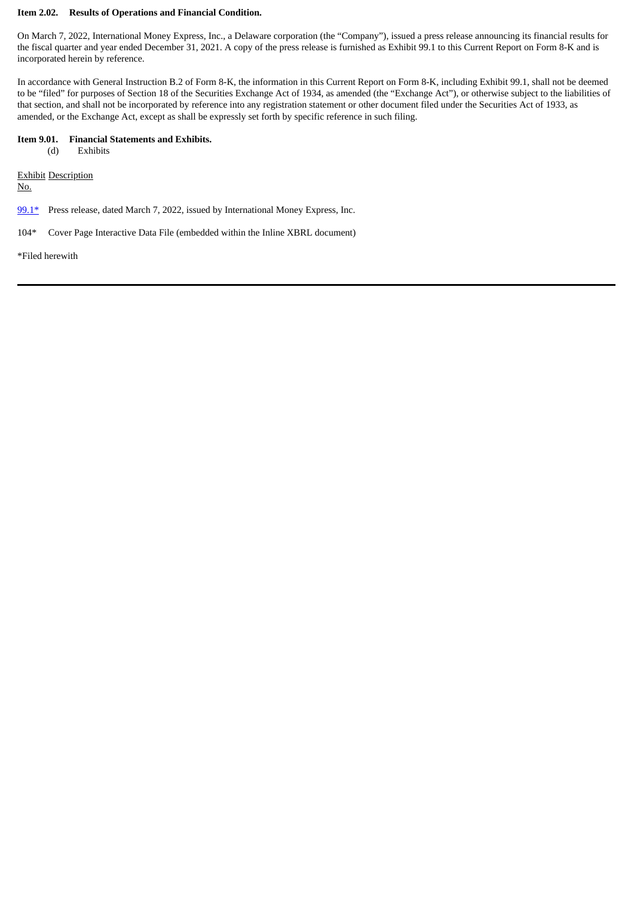**Item 2.02. Results of Operations and Financial Condition.**

On March 7, 2022, International Money Express, Inc., a Delaware corporation (the "Company"), issued a press release announcing its financial results for the fiscal quarter and year ended December 31, 2021. A copy of the press release is furnished as Exhibit 99.1 to this Current Report on Form 8-K and is incorporated herein by reference.

In accordance with General Instruction B.2 of Form 8-K, the information in this Current Report on Form 8-K, including Exhibit 99.1, shall not be deemed to be "filed" for purposes of Section 18 of the Securities Exchange Act of 1934, as amended (the "Exchange Act"), or otherwise subject to the liabilities of that section, and shall not be incorporated by reference into any registration statement or other document filed under the Securities Act of 1933, as amended, or the Exchange Act, except as shall be expressly set forth by specific reference in such filing.

**Item 9.01. Financial Statements and Exhibits.**

(d) Exhibits

| Exhibit No. | Description |
|---|---|
| 99.1* | Press release, dated March 7, 2022, issued by International Money Express, Inc. |
| 104* | Cover Page Interactive Data File (embedded within the Inline XBRL document) |

*Filed herewith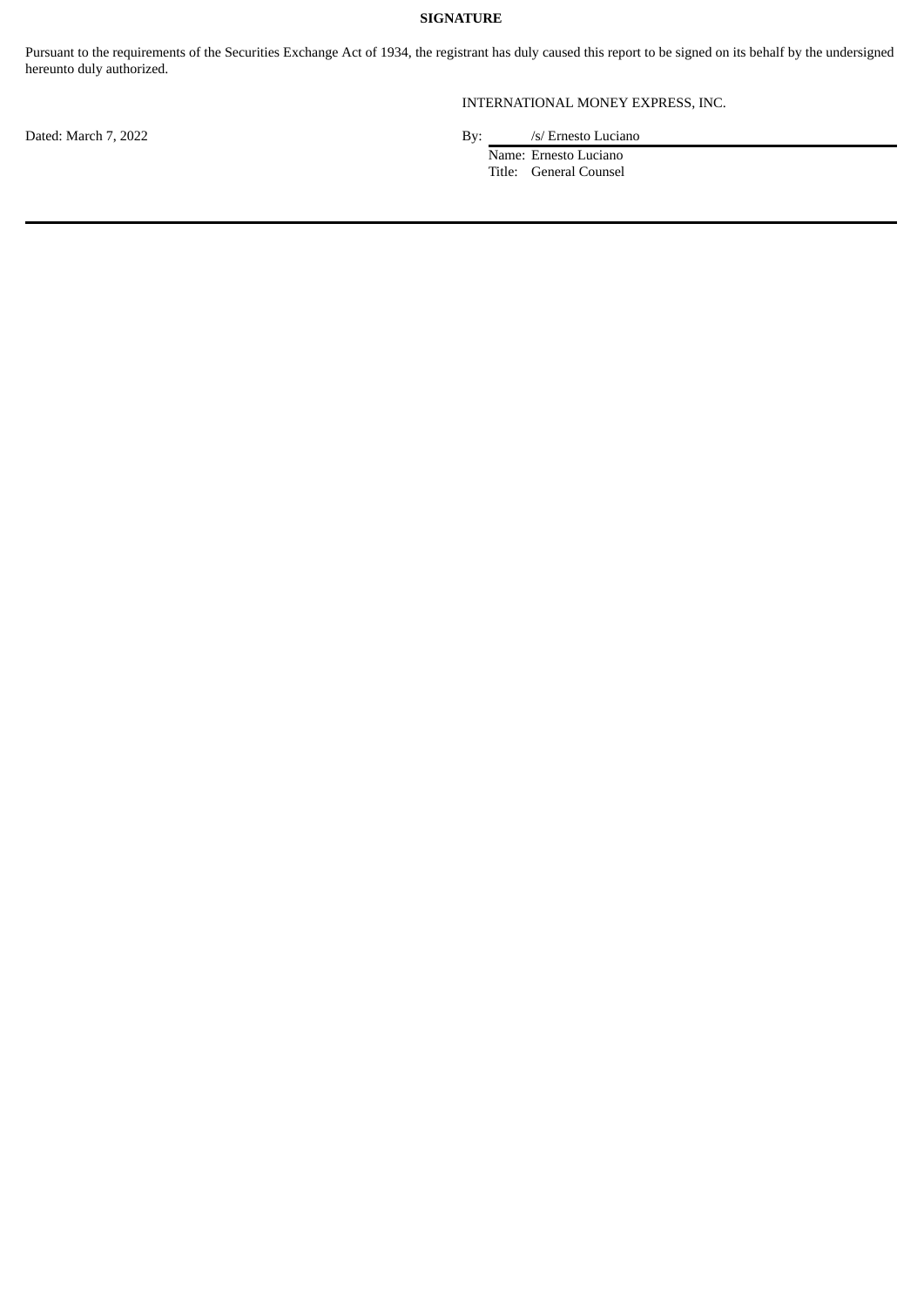**SIGNATURE**

Pursuant to the requirements of the Securities Exchange Act of 1934, the registrant has duly caused this report to be signed on its behalf by the undersigned hereunto duly authorized.

INTERNATIONAL MONEY EXPRESS, INC.

Dated: March 7, 2022

By: /s/ Ernesto Luciano
Name: Ernesto Luciano
Title: General Counsel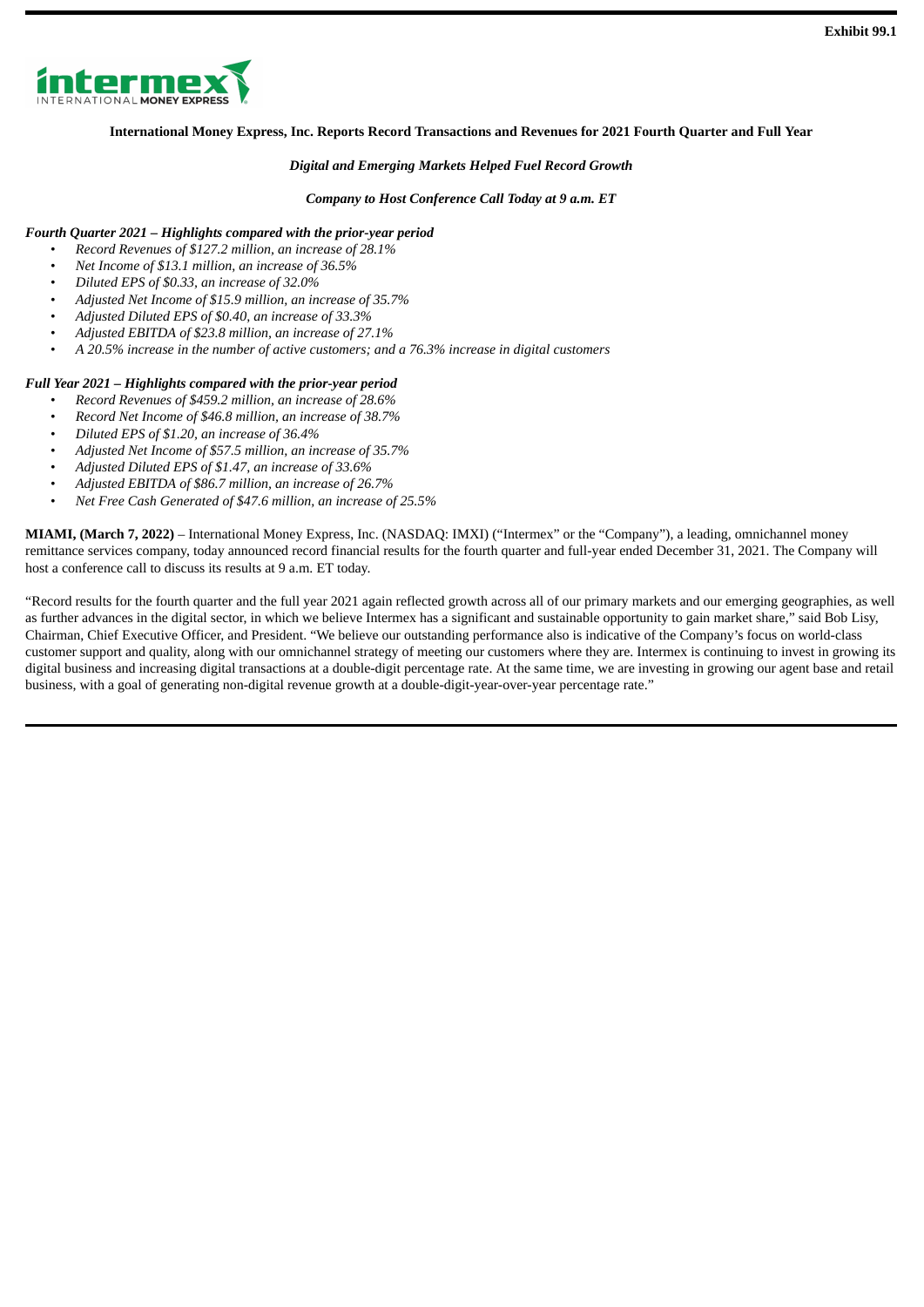**Exhibit 99.1**

**International Money Express, Inc. Reports Record Transactions and Revenues for 2021 Fourth Quarter and Full Year**

***Digital and Emerging Markets Helped Fuel Record Growth***

***Company to Host Conference Call Today at 9 a.m. ET***

***Fourth Quarter 2021 – Highlights compared with the prior-year period***

- *Record Revenues of $127.2 million, an increase of 28.1%*
- *Net Income of $13.1 million, an increase of 36.5%*
- *Diluted EPS of $0.33, an increase of 32.0%*
- *Adjusted Net Income of $15.9 million, an increase of 35.7%*
- *Adjusted Diluted EPS of $0.40, an increase of 33.3%*
- *Adjusted EBITDA of $23.8 million, an increase of 27.1%*
- *A 20.5% increase in the number of active customers; and a 76.3% increase in digital customers*

***Full Year 2021 – Highlights compared with the prior-year period***

- *Record Revenues of $459.2 million, an increase of 28.6%*
- *Record Net Income of $46.8 million, an increase of 38.7%*
- *Diluted EPS of $1.20, an increase of 36.4%*
- *Adjusted Net Income of $57.5 million, an increase of 35.7%*
- *Adjusted Diluted EPS of $1.47, an increase of 33.6%*
- *Adjusted EBITDA of $86.7 million, an increase of 26.7%*
- *Net Free Cash Generated of $47.6 million, an increase of 25.5%*

**MIAMI, (March 7, 2022)** – International Money Express, Inc. (NASDAQ: IMXI) ("Intermex" or the "Company"), a leading, omnichannel money remittance services company, today announced record financial results for the fourth quarter and full-year ended December 31, 2021. The Company will host a conference call to discuss its results at 9 a.m. ET today.

"Record results for the fourth quarter and the full year 2021 again reflected growth across all of our primary markets and our emerging geographies, as well as further advances in the digital sector, in which we believe Intermex has a significant and sustainable opportunity to gain market share," said Bob Lisy, Chairman, Chief Executive Officer, and President. "We believe our outstanding performance also is indicative of the Company's focus on world-class customer support and quality, along with our omnichannel strategy of meeting our customers where they are. Intermex is continuing to invest in growing its digital business and increasing digital transactions at a double-digit percentage rate. At the same time, we are investing in growing our agent base and retail business, with a goal of generating non-digital revenue growth at a double-digit-year-over-year percentage rate."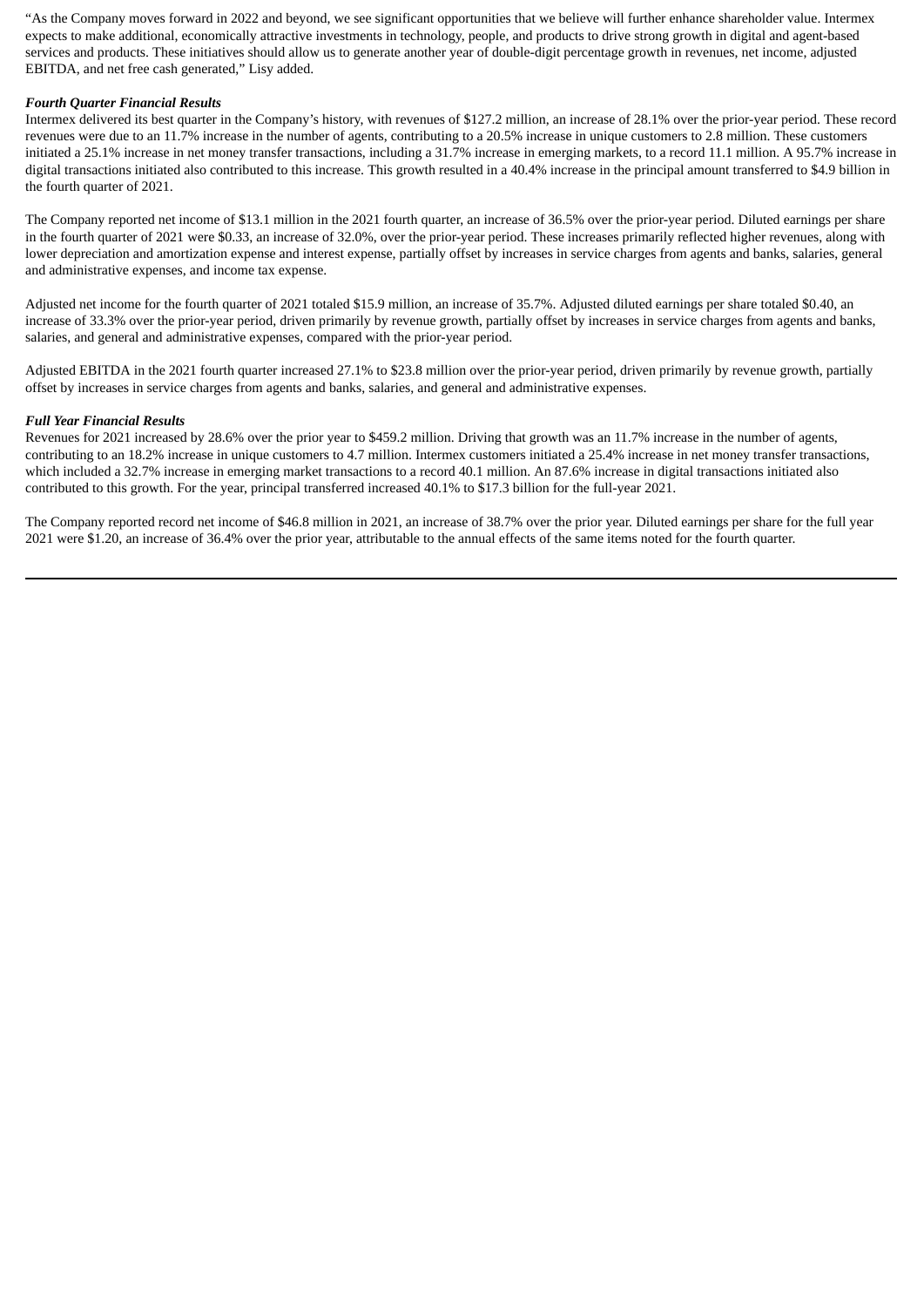"As the Company moves forward in 2022 and beyond, we see significant opportunities that we believe will further enhance shareholder value. Intermex expects to make additional, economically attractive investments in technology, people, and products to drive strong growth in digital and agent-based services and products. These initiatives should allow us to generate another year of double-digit percentage growth in revenues, net income, adjusted EBITDA, and net free cash generated," Lisy added.

***Fourth Quarter Financial Results***

Intermex delivered its best quarter in the Company's history, with revenues of $127.2 million, an increase of 28.1% over the prior-year period. These record revenues were due to an 11.7% increase in the number of agents, contributing to a 20.5% increase in unique customers to 2.8 million. These customers initiated a 25.1% increase in net money transfer transactions, including a 31.7% increase in emerging markets, to a record 11.1 million. A 95.7% increase in digital transactions initiated also contributed to this increase. This growth resulted in a 40.4% increase in the principal amount transferred to $4.9 billion in the fourth quarter of 2021.

The Company reported net income of $13.1 million in the 2021 fourth quarter, an increase of 36.5% over the prior-year period. Diluted earnings per share in the fourth quarter of 2021 were $0.33, an increase of 32.0%, over the prior-year period. These increases primarily reflected higher revenues, along with lower depreciation and amortization expense and interest expense, partially offset by increases in service charges from agents and banks, salaries, general and administrative expenses, and income tax expense.

Adjusted net income for the fourth quarter of 2021 totaled $15.9 million, an increase of 35.7%. Adjusted diluted earnings per share totaled $0.40, an increase of 33.3% over the prior-year period, driven primarily by revenue growth, partially offset by increases in service charges from agents and banks, salaries, and general and administrative expenses, compared with the prior-year period.

Adjusted EBITDA in the 2021 fourth quarter increased 27.1% to $23.8 million over the prior-year period, driven primarily by revenue growth, partially offset by increases in service charges from agents and banks, salaries, and general and administrative expenses.

***Full Year Financial Results***

Revenues for 2021 increased by 28.6% over the prior year to $459.2 million. Driving that growth was an 11.7% increase in the number of agents, contributing to an 18.2% increase in unique customers to 4.7 million. Intermex customers initiated a 25.4% increase in net money transfer transactions, which included a 32.7% increase in emerging market transactions to a record 40.1 million. An 87.6% increase in digital transactions initiated also contributed to this growth. For the year, principal transferred increased 40.1% to $17.3 billion for the full-year 2021.

The Company reported record net income of $46.8 million in 2021, an increase of 38.7% over the prior year. Diluted earnings per share for the full year 2021 were $1.20, an increase of 36.4% over the prior year, attributable to the annual effects of the same items noted for the fourth quarter.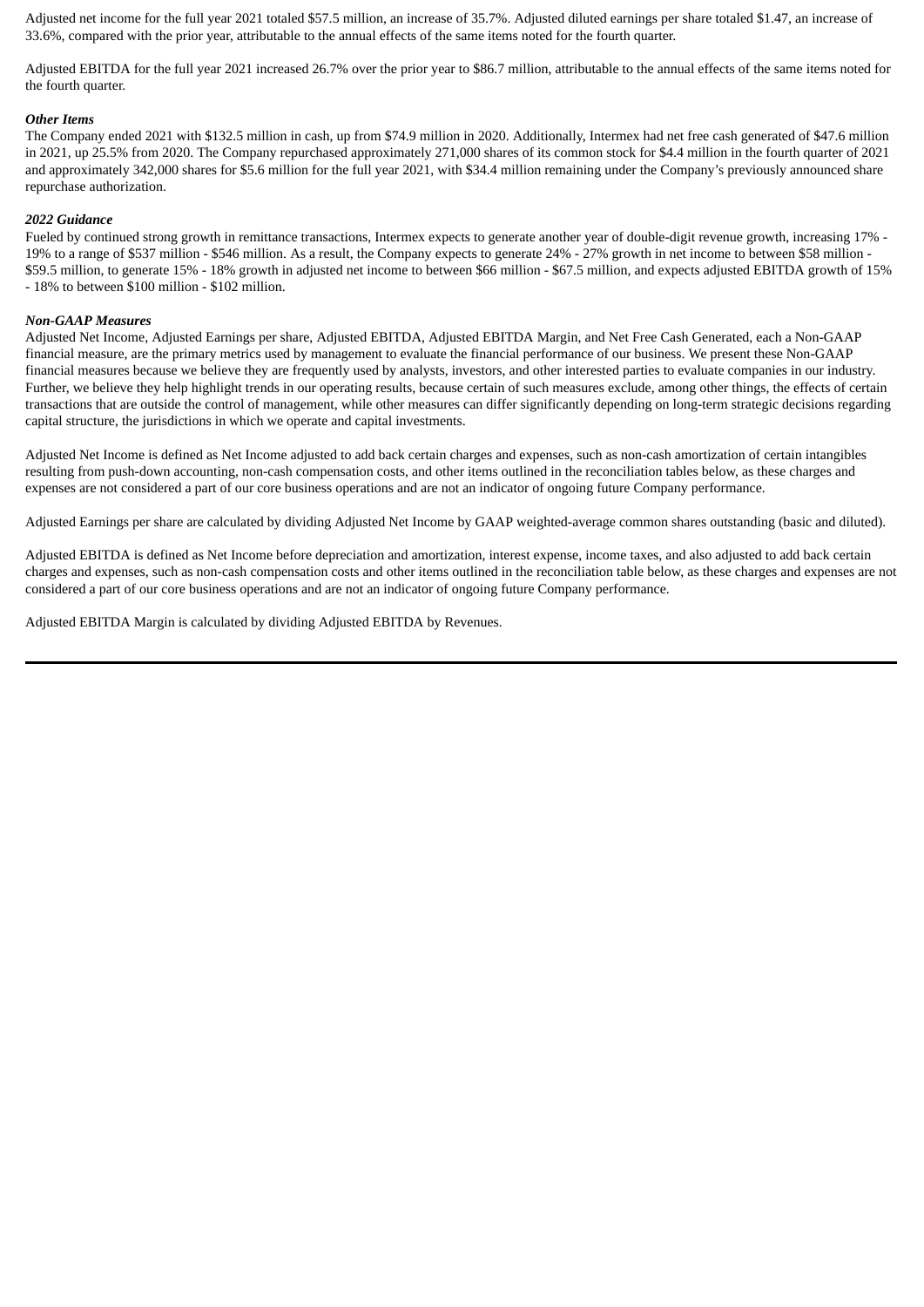Adjusted net income for the full year 2021 totaled $57.5 million, an increase of 35.7%. Adjusted diluted earnings per share totaled $1.47, an increase of 33.6%, compared with the prior year, attributable to the annual effects of the same items noted for the fourth quarter.

Adjusted EBITDA for the full year 2021 increased 26.7% over the prior year to $86.7 million, attributable to the annual effects of the same items noted for the fourth quarter.

***Other Items***

The Company ended 2021 with $132.5 million in cash, up from $74.9 million in 2020. Additionally, Intermex had net free cash generated of $47.6 million in 2021, up 25.5% from 2020. The Company repurchased approximately 271,000 shares of its common stock for $4.4 million in the fourth quarter of 2021 and approximately 342,000 shares for $5.6 million for the full year 2021, with $34.4 million remaining under the Company's previously announced share repurchase authorization.

***2022 Guidance***

Fueled by continued strong growth in remittance transactions, Intermex expects to generate another year of double-digit revenue growth, increasing 17% - 19% to a range of $537 million - $546 million. As a result, the Company expects to generate 24% - 27% growth in net income to between $58 million - $59.5 million, to generate 15% - 18% growth in adjusted net income to between $66 million - $67.5 million, and expects adjusted EBITDA growth of 15% - 18% to between $100 million - $102 million.

***Non-GAAP Measures***

Adjusted Net Income, Adjusted Earnings per share, Adjusted EBITDA, Adjusted EBITDA Margin, and Net Free Cash Generated, each a Non-GAAP financial measure, are the primary metrics used by management to evaluate the financial performance of our business. We present these Non-GAAP financial measures because we believe they are frequently used by analysts, investors, and other interested parties to evaluate companies in our industry. Further, we believe they help highlight trends in our operating results, because certain of such measures exclude, among other things, the effects of certain transactions that are outside the control of management, while other measures can differ significantly depending on long-term strategic decisions regarding capital structure, the jurisdictions in which we operate and capital investments.

Adjusted Net Income is defined as Net Income adjusted to add back certain charges and expenses, such as non-cash amortization of certain intangibles resulting from push-down accounting, non-cash compensation costs, and other items outlined in the reconciliation tables below, as these charges and expenses are not considered a part of our core business operations and are not an indicator of ongoing future Company performance.

Adjusted Earnings per share are calculated by dividing Adjusted Net Income by GAAP weighted-average common shares outstanding (basic and diluted).

Adjusted EBITDA is defined as Net Income before depreciation and amortization, interest expense, income taxes, and also adjusted to add back certain charges and expenses, such as non-cash compensation costs and other items outlined in the reconciliation table below, as these charges and expenses are not considered a part of our core business operations and are not an indicator of ongoing future Company performance.

Adjusted EBITDA Margin is calculated by dividing Adjusted EBITDA by Revenues.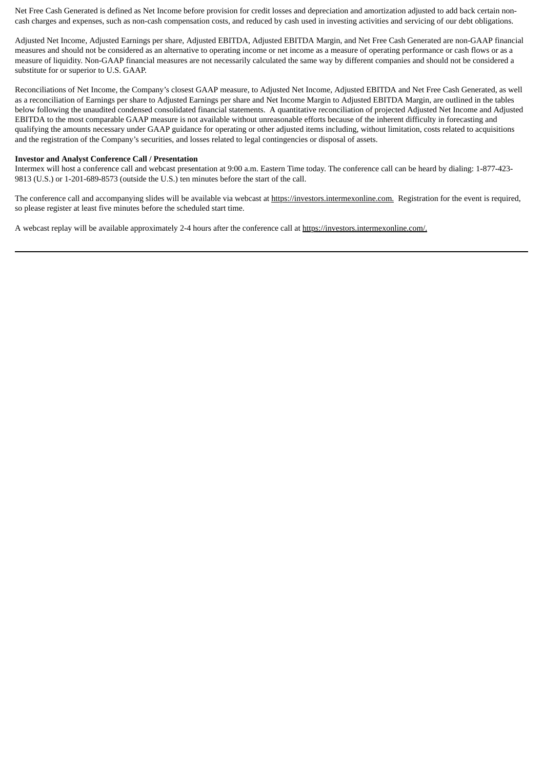Net Free Cash Generated is defined as Net Income before provision for credit losses and depreciation and amortization adjusted to add back certain non-cash charges and expenses, such as non-cash compensation costs, and reduced by cash used in investing activities and servicing of our debt obligations.

Adjusted Net Income, Adjusted Earnings per share, Adjusted EBITDA, Adjusted EBITDA Margin, and Net Free Cash Generated are non-GAAP financial measures and should not be considered as an alternative to operating income or net income as a measure of operating performance or cash flows or as a measure of liquidity. Non-GAAP financial measures are not necessarily calculated the same way by different companies and should not be considered a substitute for or superior to U.S. GAAP.

Reconciliations of Net Income, the Company's closest GAAP measure, to Adjusted Net Income, Adjusted EBITDA and Net Free Cash Generated, as well as a reconciliation of Earnings per share to Adjusted Earnings per share and Net Income Margin to Adjusted EBITDA Margin, are outlined in the tables below following the unaudited condensed consolidated financial statements. A quantitative reconciliation of projected Adjusted Net Income and Adjusted EBITDA to the most comparable GAAP measure is not available without unreasonable efforts because of the inherent difficulty in forecasting and qualifying the amounts necessary under GAAP guidance for operating or other adjusted items including, without limitation, costs related to acquisitions and the registration of the Company's securities, and losses related to legal contingencies or disposal of assets.

**Investor and Analyst Conference Call / Presentation**

Intermex will host a conference call and webcast presentation at 9:00 a.m. Eastern Time today. The conference call can be heard by dialing: 1-877-423-9813 (U.S.) or 1-201-689-8573 (outside the U.S.) ten minutes before the start of the call.

The conference call and accompanying slides will be available via webcast at https://investors.intermexonline.com. Registration for the event is required, so please register at least five minutes before the scheduled start time.

A webcast replay will be available approximately 2-4 hours after the conference call at https://investors.intermexonline.com/.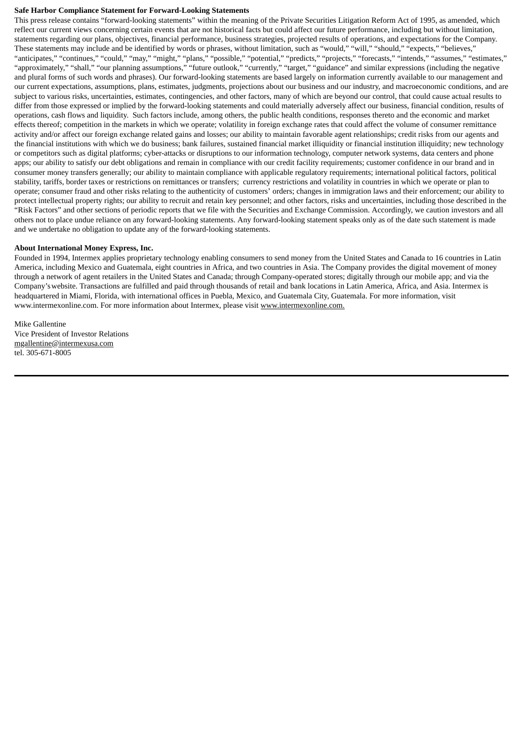**Safe Harbor Compliance Statement for Forward-Looking Statements**

This press release contains "forward-looking statements" within the meaning of the Private Securities Litigation Reform Act of 1995, as amended, which reflect our current views concerning certain events that are not historical facts but could affect our future performance, including but without limitation, statements regarding our plans, objectives, financial performance, business strategies, projected results of operations, and expectations for the Company. These statements may include and be identified by words or phrases, without limitation, such as "would," "will," "should," "expects," "believes," "anticipates," "continues," "could," "may," "might," "plans," "possible," "potential," "predicts," "projects," "forecasts," "intends," "assumes," "estimates," "approximately," "shall," "our planning assumptions," "future outlook," "currently," "target," "guidance" and similar expressions (including the negative and plural forms of such words and phrases). Our forward-looking statements are based largely on information currently available to our management and our current expectations, assumptions, plans, estimates, judgments, projections about our business and our industry, and macroeconomic conditions, and are subject to various risks, uncertainties, estimates, contingencies, and other factors, many of which are beyond our control, that could cause actual results to differ from those expressed or implied by the forward-looking statements and could materially adversely affect our business, financial condition, results of operations, cash flows and liquidity. Such factors include, among others, the public health conditions, responses thereto and the economic and market effects thereof; competition in the markets in which we operate; volatility in foreign exchange rates that could affect the volume of consumer remittance activity and/or affect our foreign exchange related gains and losses; our ability to maintain favorable agent relationships; credit risks from our agents and the financial institutions with which we do business; bank failures, sustained financial market illiquidity or financial institution illiquidity; new technology or competitors such as digital platforms; cyber-attacks or disruptions to our information technology, computer network systems, data centers and phone apps; our ability to satisfy our debt obligations and remain in compliance with our credit facility requirements; customer confidence in our brand and in consumer money transfers generally; our ability to maintain compliance with applicable regulatory requirements; international political factors, political stability, tariffs, border taxes or restrictions on remittances or transfers; currency restrictions and volatility in countries in which we operate or plan to operate; consumer fraud and other risks relating to the authenticity of customers' orders; changes in immigration laws and their enforcement; our ability to protect intellectual property rights; our ability to recruit and retain key personnel; and other factors, risks and uncertainties, including those described in the "Risk Factors" and other sections of periodic reports that we file with the Securities and Exchange Commission. Accordingly, we caution investors and all others not to place undue reliance on any forward-looking statements. Any forward-looking statement speaks only as of the date such statement is made and we undertake no obligation to update any of the forward-looking statements.

**About International Money Express, Inc.**

Founded in 1994, Intermex applies proprietary technology enabling consumers to send money from the United States and Canada to 16 countries in Latin America, including Mexico and Guatemala, eight countries in Africa, and two countries in Asia. The Company provides the digital movement of money through a network of agent retailers in the United States and Canada; through Company-operated stores; digitally through our mobile app; and via the Company's website. Transactions are fulfilled and paid through thousands of retail and bank locations in Latin America, Africa, and Asia. Intermex is headquartered in Miami, Florida, with international offices in Puebla, Mexico, and Guatemala City, Guatemala. For more information, visit www.intermexonline.com. For more information about Intermex, please visit www.intermexonline.com.

Mike Gallentine
Vice President of Investor Relations
mgallentine@intermexusa.com
tel. 305-671-8005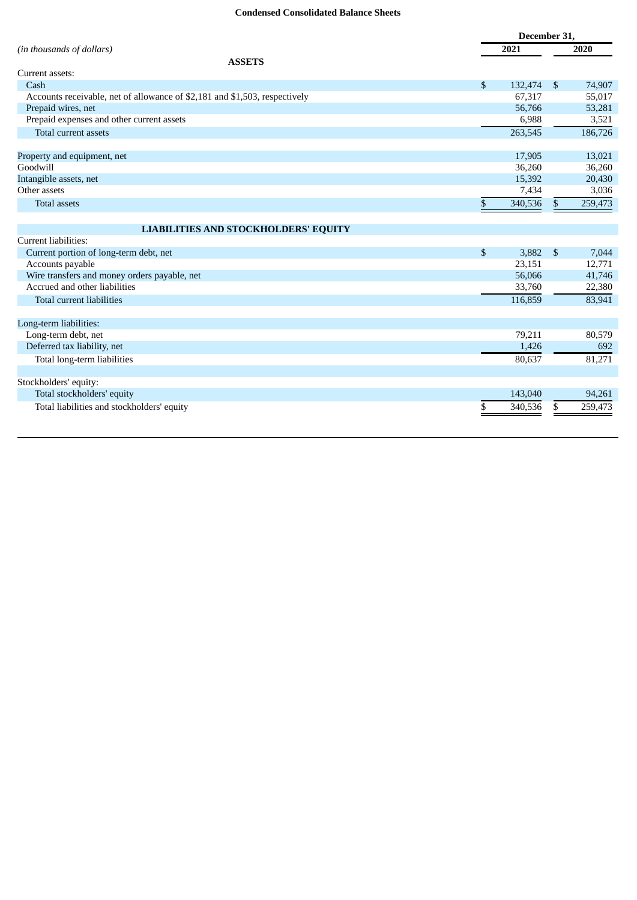## Condensed Consolidated Balance Sheets

| *(in thousands of dollars)* | December 31, 2021 | December 31, 2020 |
|---|---|---|
| **ASSETS** | | |
| Current assets: | | |
| Cash | $ 132,474 | $ 74,907 |
| Accounts receivable, net of allowance of $2,181 and $1,503, respectively | 67,317 | 55,017 |
| Prepaid wires, net | 56,766 | 53,281 |
| Prepaid expenses and other current assets | 6,988 | 3,521 |
| Total current assets | 263,545 | 186,726 |
| | | |
| Property and equipment, net | 17,905 | 13,021 |
| Goodwill | 36,260 | 36,260 |
| Intangible assets, net | 15,392 | 20,430 |
| Other assets | 7,434 | 3,036 |
| Total assets | $ 340,536 | $ 259,473 |
| | | |
| **LIABILITIES AND STOCKHOLDERS' EQUITY** | | |
| Current liabilities: | | |
| Current portion of long-term debt, net | $ 3,882 | $ 7,044 |
| Accounts payable | 23,151 | 12,771 |
| Wire transfers and money orders payable, net | 56,066 | 41,746 |
| Accrued and other liabilities | 33,760 | 22,380 |
| Total current liabilities | 116,859 | 83,941 |
| | | |
| Long-term liabilities: | | |
| Long-term debt, net | 79,211 | 80,579 |
| Deferred tax liability, net | 1,426 | 692 |
| Total long-term liabilities | 80,637 | 81,271 |
| | | |
| Stockholders' equity: | | |
| Total stockholders' equity | 143,040 | 94,261 |
| Total liabilities and stockholders' equity | $ 340,536 | $ 259,473 |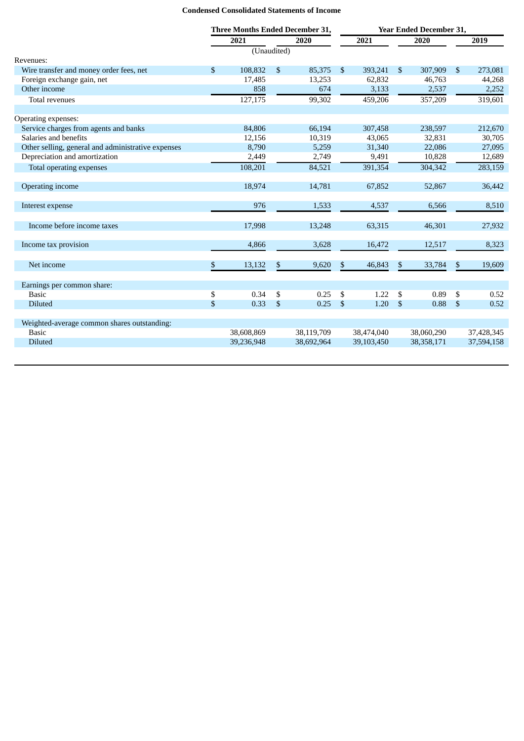**Condensed Consolidated Statements of Income**

| | Three Months Ended December 31, | | Year Ended December 31, | | |
|---|---|---|---|---|---|
| | 2021 | 2020 | 2021 | 2020 | 2019 |
| | (Unaudited) | | | | |
| Revenues: | | | | | |
| Wire transfer and money order fees, net | $ 108,832 | $ 85,375 | $ 393,241 | $ 307,909 | $ 273,081 |
| Foreign exchange gain, net | 17,485 | 13,253 | 62,832 | 46,763 | 44,268 |
| Other income | 858 | 674 | 3,133 | 2,537 | 2,252 |
| Total revenues | 127,175 | 99,302 | 459,206 | 357,209 | 319,601 |
| Operating expenses: | | | | | |
| Service charges from agents and banks | 84,806 | 66,194 | 307,458 | 238,597 | 212,670 |
| Salaries and benefits | 12,156 | 10,319 | 43,065 | 32,831 | 30,705 |
| Other selling, general and administrative expenses | 8,790 | 5,259 | 31,340 | 22,086 | 27,095 |
| Depreciation and amortization | 2,449 | 2,749 | 9,491 | 10,828 | 12,689 |
| Total operating expenses | 108,201 | 84,521 | 391,354 | 304,342 | 283,159 |
| Operating income | 18,974 | 14,781 | 67,852 | 52,867 | 36,442 |
| Interest expense | 976 | 1,533 | 4,537 | 6,566 | 8,510 |
| Income before income taxes | 17,998 | 13,248 | 63,315 | 46,301 | 27,932 |
| Income tax provision | 4,866 | 3,628 | 16,472 | 12,517 | 8,323 |
| Net income | $ 13,132 | $ 9,620 | $ 46,843 | $ 33,784 | $ 19,609 |
| Earnings per common share: | | | | | |
| Basic | $ 0.34 | $ 0.25 | $ 1.22 | $ 0.89 | $ 0.52 |
| Diluted | $ 0.33 | $ 0.25 | $ 1.20 | $ 0.88 | $ 0.52 |
| Weighted-average common shares outstanding: | | | | | |
| Basic | 38,608,869 | 38,119,709 | 38,474,040 | 38,060,290 | 37,428,345 |
| Diluted | 39,236,948 | 38,692,964 | 39,103,450 | 38,358,171 | 37,594,158 |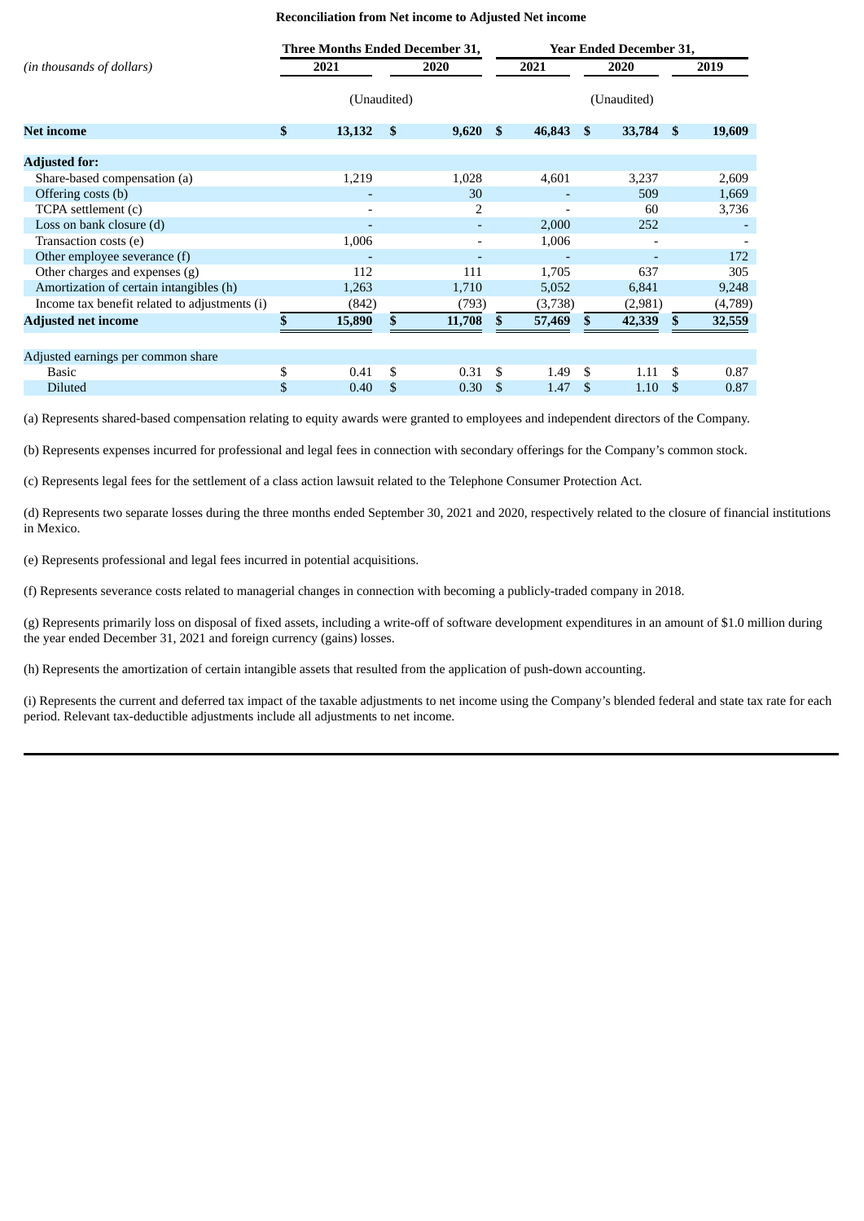**Reconciliation from Net income to Adjusted Net income**

| *(in thousands of dollars)* | Three Months Ended December 31, | | Year Ended December 31, | | |
|---|---|---|---|---|---|
| | 2021 | 2020 | 2021 | 2020 | 2019 |
| | (Unaudited) | | | (Unaudited) | |
| **Net income** | **$ 13,132** | **$ 9,620** | **$ 46,843** | **$ 33,784** | **$ 19,609** |
| **Adjusted for:** | | | | | |
| Share-based compensation (a) | 1,219 | 1,028 | 4,601 | 3,237 | 2,609 |
| Offering costs (b) | - | 30 | - | 509 | 1,669 |
| TCPA settlement (c) | - | 2 | - | 60 | 3,736 |
| Loss on bank closure (d) | - | - | 2,000 | 252 | - |
| Transaction costs (e) | 1,006 | - | 1,006 | - | - |
| Other employee severance (f) | - | - | - | - | 172 |
| Other charges and expenses (g) | 112 | 111 | 1,705 | 637 | 305 |
| Amortization of certain intangibles (h) | 1,263 | 1,710 | 5,052 | 6,841 | 9,248 |
| Income tax benefit related to adjustments (i) | (842) | (793) | (3,738) | (2,981) | (4,789) |
| **Adjusted net income** | **$ 15,890** | **$ 11,708** | **$ 57,469** | **$ 42,339** | **$ 32,559** |
| Adjusted earnings per common share | | | | | |
| Basic | $ 0.41 | $ 0.31 | $ 1.49 | $ 1.11 | $ 0.87 |
| Diluted | $ 0.40 | $ 0.30 | $ 1.47 | $ 1.10 | $ 0.87 |

(a) Represents shared-based compensation relating to equity awards were granted to employees and independent directors of the Company.

(b) Represents expenses incurred for professional and legal fees in connection with secondary offerings for the Company's common stock.

(c) Represents legal fees for the settlement of a class action lawsuit related to the Telephone Consumer Protection Act.

(d) Represents two separate losses during the three months ended September 30, 2021 and 2020, respectively related to the closure of financial institutions in Mexico.

(e) Represents professional and legal fees incurred in potential acquisitions.

(f) Represents severance costs related to managerial changes in connection with becoming a publicly-traded company in 2018.

(g) Represents primarily loss on disposal of fixed assets, including a write-off of software development expenditures in an amount of $1.0 million during the year ended December 31, 2021 and foreign currency (gains) losses.

(h) Represents the amortization of certain intangible assets that resulted from the application of push-down accounting.

(i) Represents the current and deferred tax impact of the taxable adjustments to net income using the Company's blended federal and state tax rate for each period. Relevant tax-deductible adjustments include all adjustments to net income.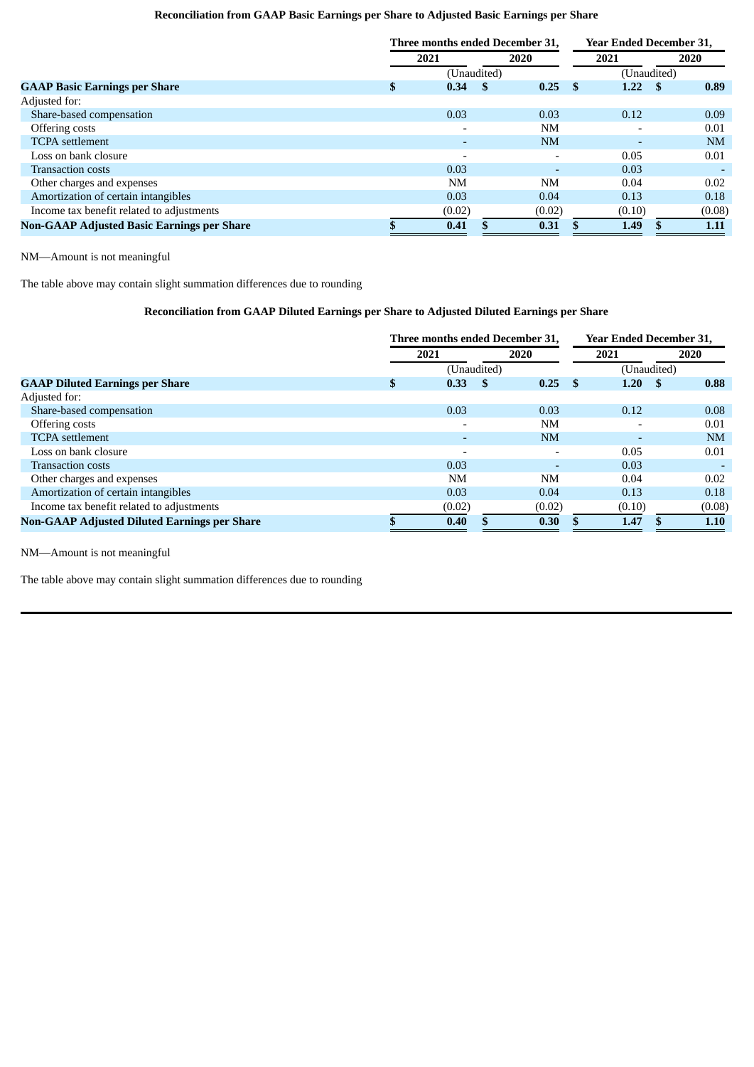### Reconciliation from GAAP Basic Earnings per Share to Adjusted Basic Earnings per Share

| | Three months ended December 31, | | Year Ended December 31, | |
|---|---|---|---|---|
| | 2021 | 2020 | 2021 | 2020 |
| | (Unaudited) | | (Unaudited) | |
| **GAAP Basic Earnings per Share** | **$ 0.34** | **$ 0.25** | **$ 1.22** | **$ 0.89** |
| Adjusted for: | | | | |
| Share-based compensation | 0.03 | 0.03 | 0.12 | 0.09 |
| Offering costs | - | NM | - | 0.01 |
| TCPA settlement | - | NM | - | NM |
| Loss on bank closure | - | - | 0.05 | 0.01 |
| Transaction costs | 0.03 | - | 0.03 | - |
| Other charges and expenses | NM | NM | 0.04 | 0.02 |
| Amortization of certain intangibles | 0.03 | 0.04 | 0.13 | 0.18 |
| Income tax benefit related to adjustments | (0.02) | (0.02) | (0.10) | (0.08) |
| **Non-GAAP Adjusted Basic Earnings per Share** | **$ 0.41** | **$ 0.31** | **$ 1.49** | **$ 1.11** |

NM—Amount is not meaningful

The table above may contain slight summation differences due to rounding

### Reconciliation from GAAP Diluted Earnings per Share to Adjusted Diluted Earnings per Share

| | Three months ended December 31, | | Year Ended December 31, | |
|---|---|---|---|---|
| | 2021 | 2020 | 2021 | 2020 |
| | (Unaudited) | | (Unaudited) | |
| **GAAP Diluted Earnings per Share** | **$ 0.33** | **$ 0.25** | **$ 1.20** | **$ 0.88** |
| Adjusted for: | | | | |
| Share-based compensation | 0.03 | 0.03 | 0.12 | 0.08 |
| Offering costs | - | NM | - | 0.01 |
| TCPA settlement | - | NM | - | NM |
| Loss on bank closure | - | - | 0.05 | 0.01 |
| Transaction costs | 0.03 | - | 0.03 | - |
| Other charges and expenses | NM | NM | 0.04 | 0.02 |
| Amortization of certain intangibles | 0.03 | 0.04 | 0.13 | 0.18 |
| Income tax benefit related to adjustments | (0.02) | (0.02) | (0.10) | (0.08) |
| **Non-GAAP Adjusted Diluted Earnings per Share** | **$ 0.40** | **$ 0.30** | **$ 1.47** | **$ 1.10** |

NM—Amount is not meaningful

The table above may contain slight summation differences due to rounding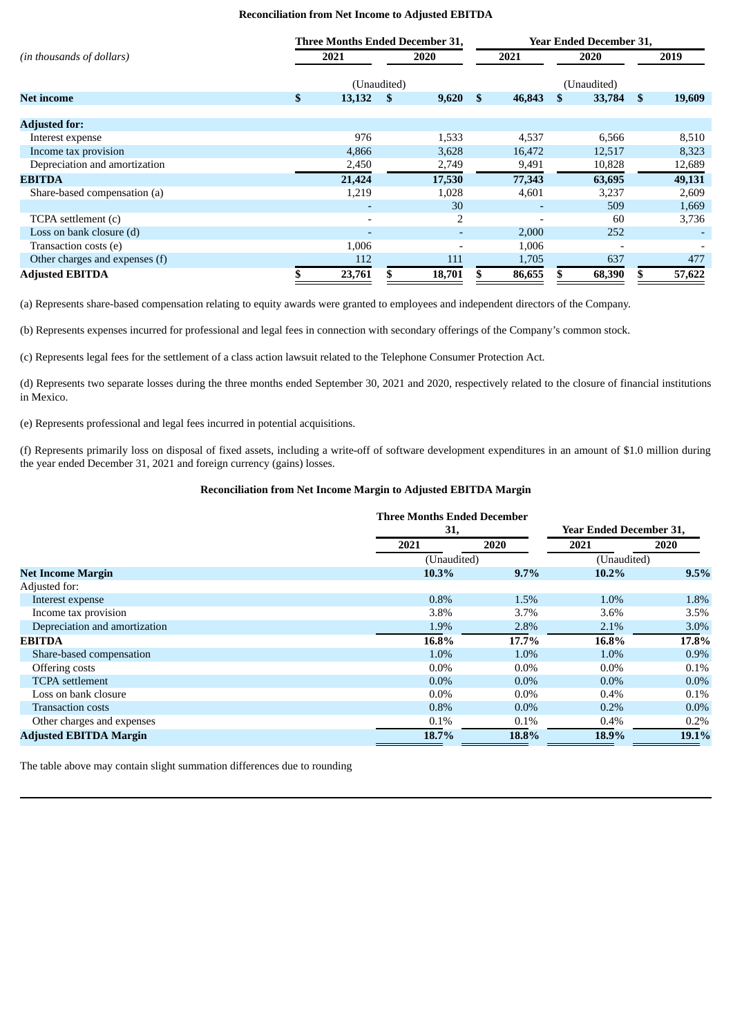**Reconciliation from Net Income to Adjusted EBITDA**

| *(in thousands of dollars)* | Three Months Ended December 31, 2021 | Three Months Ended December 31, 2020 | Year Ended December 31, 2021 | Year Ended December 31, 2020 | Year Ended December 31, 2019 |
|---|---|---|---|---|---|
| | (Unaudited) | | | (Unaudited) | |
| **Net income** | **$ 13,132** | **$ 9,620** | **$ 46,843** | **$ 33,784** | **$ 19,609** |
| **Adjusted for:** | | | | | |
| Interest expense | 976 | 1,533 | 4,537 | 6,566 | 8,510 |
| Income tax provision | 4,866 | 3,628 | 16,472 | 12,517 | 8,323 |
| Depreciation and amortization | 2,450 | 2,749 | 9,491 | 10,828 | 12,689 |
| **EBITDA** | **21,424** | **17,530** | **77,343** | **63,695** | **49,131** |
| Share-based compensation (a) | 1,219 | 1,028 | 4,601 | 3,237 | 2,609 |
| | - | 30 | - | 509 | 1,669 |
| TCPA settlement (c) | - | 2 | - | 60 | 3,736 |
| Loss on bank closure (d) | - | - | 2,000 | 252 | - |
| Transaction costs (e) | 1,006 | - | 1,006 | - | - |
| Other charges and expenses (f) | 112 | 111 | 1,705 | 637 | 477 |
| **Adjusted EBITDA** | **$ 23,761** | **$ 18,701** | **$ 86,655** | **$ 68,390** | **$ 57,622** |

(a) Represents share-based compensation relating to equity awards were granted to employees and independent directors of the Company.

(b) Represents expenses incurred for professional and legal fees in connection with secondary offerings of the Company's common stock.

(c) Represents legal fees for the settlement of a class action lawsuit related to the Telephone Consumer Protection Act.

(d) Represents two separate losses during the three months ended September 30, 2021 and 2020, respectively related to the closure of financial institutions in Mexico.

(e) Represents professional and legal fees incurred in potential acquisitions.

(f) Represents primarily loss on disposal of fixed assets, including a write-off of software development expenditures in an amount of $1.0 million during the year ended December 31, 2021 and foreign currency (gains) losses.

**Reconciliation from Net Income Margin to Adjusted EBITDA Margin**

| | Three Months Ended December 31, 2021 | Three Months Ended December 31, 2020 | Year Ended December 31, 2021 | Year Ended December 31, 2020 |
|---|---|---|---|---|
| | (Unaudited) | | (Unaudited) | |
| **Net Income Margin** | **10.3%** | **9.7%** | **10.2%** | **9.5%** |
| Adjusted for: | | | | |
| Interest expense | 0.8% | 1.5% | 1.0% | 1.8% |
| Income tax provision | 3.8% | 3.7% | 3.6% | 3.5% |
| Depreciation and amortization | 1.9% | 2.8% | 2.1% | 3.0% |
| **EBITDA** | **16.8%** | **17.7%** | **16.8%** | **17.8%** |
| Share-based compensation | 1.0% | 1.0% | 1.0% | 0.9% |
| Offering costs | 0.0% | 0.0% | 0.0% | 0.1% |
| TCPA settlement | 0.0% | 0.0% | 0.0% | 0.0% |
| Loss on bank closure | 0.0% | 0.0% | 0.4% | 0.1% |
| Transaction costs | 0.8% | 0.0% | 0.2% | 0.0% |
| Other charges and expenses | 0.1% | 0.1% | 0.4% | 0.2% |
| **Adjusted EBITDA Margin** | **18.7%** | **18.8%** | **18.9%** | **19.1%** |

The table above may contain slight summation differences due to rounding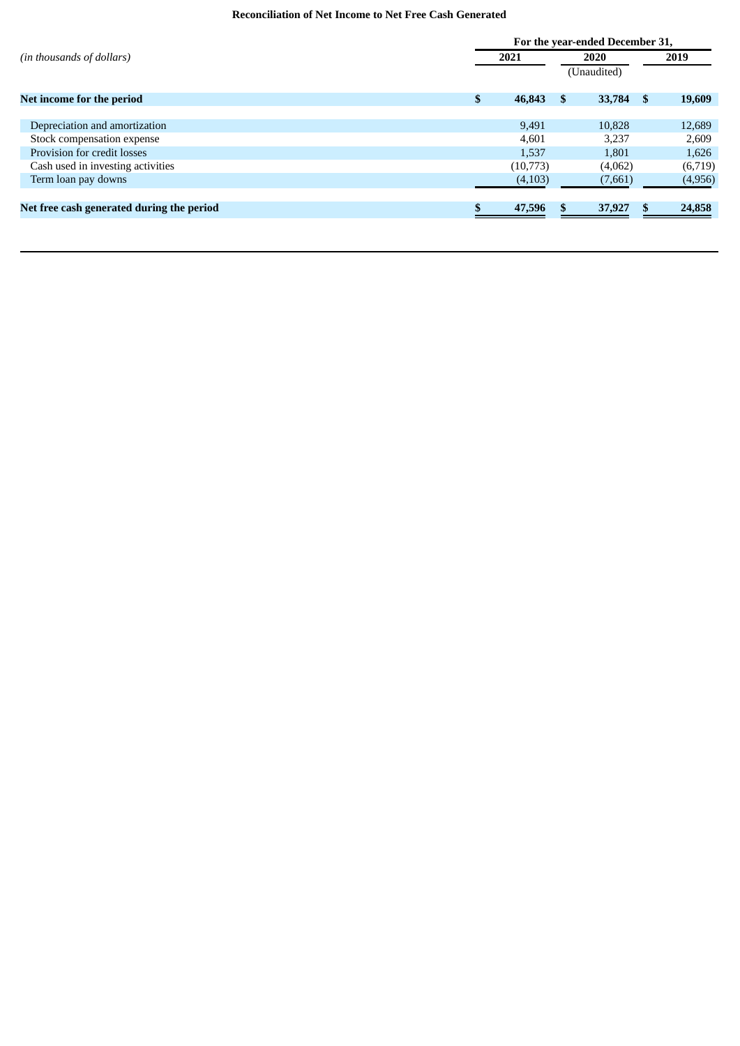**Reconciliation of Net Income to Net Free Cash Generated**

| *(in thousands of dollars)* | For the year-ended December 31, | | |
|---|---|---|---|
| | 2021 | 2020 (Unaudited) | 2019 |
| **Net income for the period** | **$ 46,843** | **$ 33,784** | **$ 19,609** |
| Depreciation and amortization | 9,491 | 10,828 | 12,689 |
| Stock compensation expense | 4,601 | 3,237 | 2,609 |
| Provision for credit losses | 1,537 | 1,801 | 1,626 |
| Cash used in investing activities | (10,773) | (4,062) | (6,719) |
| Term loan pay downs | (4,103) | (7,661) | (4,956) |
| **Net free cash generated during the period** | **$ 47,596** | **$ 37,927** | **$ 24,858** |